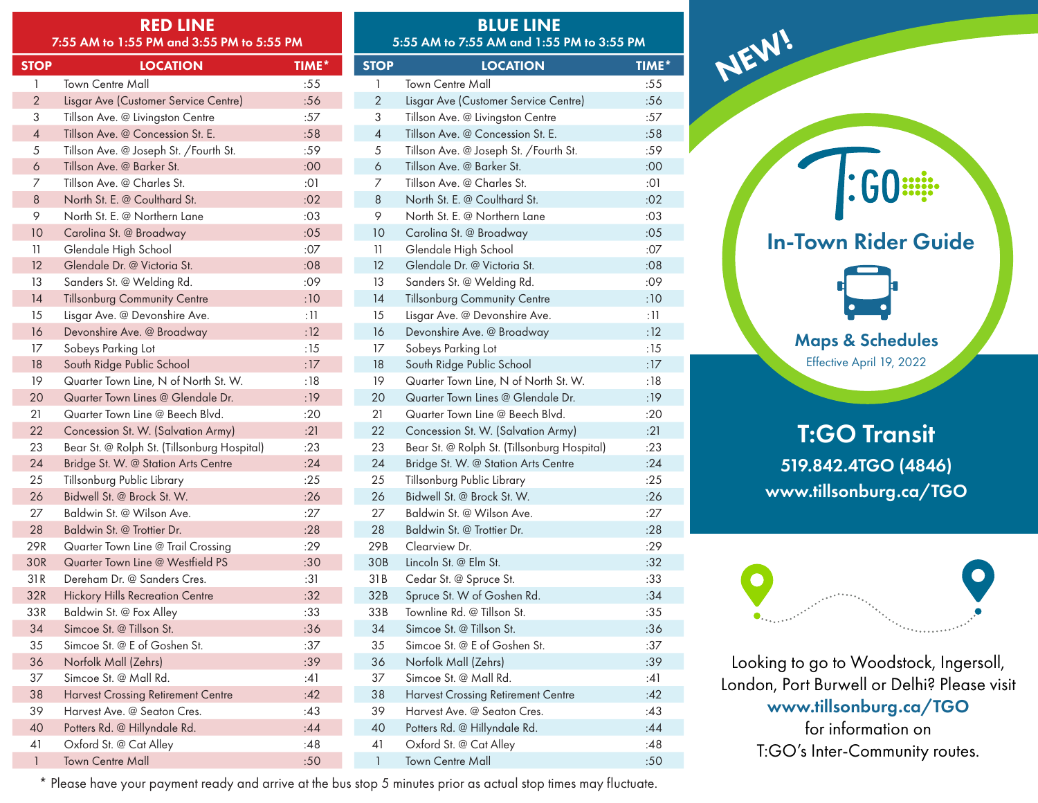## RED LINE

7:55 AM to 1:55 PM and 3:55 PM to 5:55 PM

| STOP | LOCATION | TIME* |
|---|---|---|
| 1 | Town Centre Mall | :55 |
| 2 | Lisgar Ave (Customer Service Centre) | :56 |
| 3 | Tillson Ave. @ Livingston Centre | :57 |
| 4 | Tillson Ave. @ Concession St. E. | :58 |
| 5 | Tillson Ave. @ Joseph St. /Fourth St. | :59 |
| 6 | Tillson Ave. @ Barker St. | :00 |
| 7 | Tillson Ave. @ Charles St. | :01 |
| 8 | North St. E. @ Coulthard St. | :02 |
| 9 | North St. E. @ Northern Lane | :03 |
| 10 | Carolina St. @ Broadway | :05 |
| 11 | Glendale High School | :07 |
| 12 | Glendale Dr. @ Victoria St. | :08 |
| 13 | Sanders St. @ Welding Rd. | :09 |
| 14 | Tillsonburg Community Centre | :10 |
| 15 | Lisgar Ave. @ Devonshire Ave. | :11 |
| 16 | Devonshire Ave. @ Broadway | :12 |
| 17 | Sobeys Parking Lot | :15 |
| 18 | South Ridge Public School | :17 |
| 19 | Quarter Town Line, N of North St. W. | :18 |
| 20 | Quarter Town Lines @ Glendale Dr. | :19 |
| 21 | Quarter Town Line @ Beech Blvd. | :20 |
| 22 | Concession St. W. (Salvation Army) | :21 |
| 23 | Bear St. @ Rolph St. (Tillsonburg Hospital) | :23 |
| 24 | Bridge St. W. @ Station Arts Centre | :24 |
| 25 | Tillsonburg Public Library | :25 |
| 26 | Bidwell St. @ Brock St. W. | :26 |
| 27 | Baldwin St. @ Wilson Ave. | :27 |
| 28 | Baldwin St. @ Trottier Dr. | :28 |
| 29R | Quarter Town Line @ Trail Crossing | :29 |
| 30R | Quarter Town Line @ Westfield PS | :30 |
| 31R | Dereham Dr. @ Sanders Cres. | :31 |
| 32R | Hickory Hills Recreation Centre | :32 |
| 33R | Baldwin St. @ Fox Alley | :33 |
| 34 | Simcoe St. @ Tillson St. | :36 |
| 35 | Simcoe St. @ E of Goshen St. | :37 |
| 36 | Norfolk Mall (Zehrs) | :39 |
| 37 | Simcoe St. @ Mall Rd. | :41 |
| 38 | Harvest Crossing Retirement Centre | :42 |
| 39 | Harvest Ave. @ Seaton Cres. | :43 |
| 40 | Potters Rd. @ Hillyndale Rd. | :44 |
| 41 | Oxford St. @ Cat Alley | :48 |
| 1 | Town Centre Mall | :50 |

## BLUE LINE

5:55 AM to 7:55 AM and 1:55 PM to 3:55 PM

| STOP | LOCATION | TIME* |
|---|---|---|
| 1 | Town Centre Mall | :55 |
| 2 | Lisgar Ave (Customer Service Centre) | :56 |
| 3 | Tillson Ave. @ Livingston Centre | :57 |
| 4 | Tillson Ave. @ Concession St. E. | :58 |
| 5 | Tillson Ave. @ Joseph St. /Fourth St. | :59 |
| 6 | Tillson Ave. @ Barker St. | :00 |
| 7 | Tillson Ave. @ Charles St. | :01 |
| 8 | North St. E. @ Coulthard St. | :02 |
| 9 | North St. E. @ Northern Lane | :03 |
| 10 | Carolina St. @ Broadway | :05 |
| 11 | Glendale High School | :07 |
| 12 | Glendale Dr. @ Victoria St. | :08 |
| 13 | Sanders St. @ Welding Rd. | :09 |
| 14 | Tillsonburg Community Centre | :10 |
| 15 | Lisgar Ave. @ Devonshire Ave. | :11 |
| 16 | Devonshire Ave. @ Broadway | :12 |
| 17 | Sobeys Parking Lot | :15 |
| 18 | South Ridge Public School | :17 |
| 19 | Quarter Town Line, N of North St. W. | :18 |
| 20 | Quarter Town Lines @ Glendale Dr. | :19 |
| 21 | Quarter Town Line @ Beech Blvd. | :20 |
| 22 | Concession St. W. (Salvation Army) | :21 |
| 23 | Bear St. @ Rolph St. (Tillsonburg Hospital) | :23 |
| 24 | Bridge St. W. @ Station Arts Centre | :24 |
| 25 | Tillsonburg Public Library | :25 |
| 26 | Bidwell St. @ Brock St. W. | :26 |
| 27 | Baldwin St. @ Wilson Ave. | :27 |
| 28 | Baldwin St. @ Trottier Dr. | :28 |
| 29B | Clearview Dr. | :29 |
| 30B | Lincoln St. @ Elm St. | :32 |
| 31B | Cedar St. @ Spruce St. | :33 |
| 32B | Spruce St. W of Goshen Rd. | :34 |
| 33B | Townline Rd. @ Tillson St. | :35 |
| 34 | Simcoe St. @ Tillson St. | :36 |
| 35 | Simcoe St. @ E of Goshen St. | :37 |
| 36 | Norfolk Mall (Zehrs) | :39 |
| 37 | Simcoe St. @ Mall Rd. | :41 |
| 38 | Harvest Crossing Retirement Centre | :42 |
| 39 | Harvest Ave. @ Seaton Cres. | :43 |
| 40 | Potters Rd. @ Hillyndale Rd. | :44 |
| 41 | Oxford St. @ Cat Alley | :48 |
| 1 | Town Centre Mall | :50 |

\* Please have your payment ready and arrive at the bus stop 5 minutes prior as actual stop times may fluctuate.

NEW!

T:GO

# In-Town Rider Guide

## Maps & Schedules

Effective April 19, 2022

## T:GO Transit

**519.842.4TGO (4846)**

**www.tillsonburg.ca/TGO**

Looking to go to Woodstock, Ingersoll, London, Port Burwell or Delhi? Please visit **www.tillsonburg.ca/TGO** for information on T:GO's Inter-Community routes.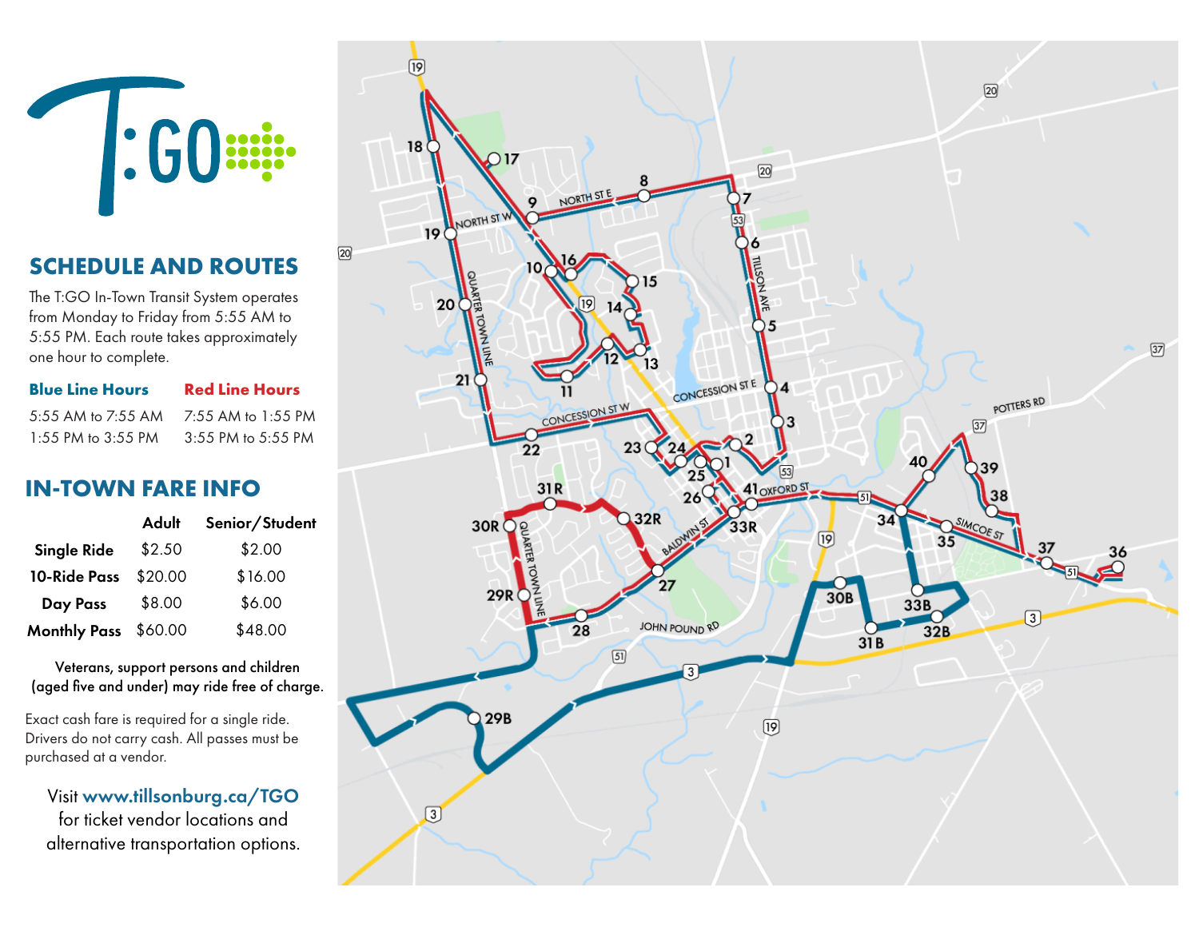# T:GO

## SCHEDULE AND ROUTES

The T:GO In-Town Transit System operates from Monday to Friday from 5:55 AM to 5:55 PM. Each route takes approximately one hour to complete.

| Blue Line Hours | Red Line Hours |
|---|---|
| 5:55 AM to 7:55 AM | 7:55 AM to 1:55 PM |
| 1:55 PM to 3:55 PM | 3:55 PM to 5:55 PM |

## IN-TOWN FARE INFO

| | Adult | Senior/Student |
|---|---|---|
| **Single Ride** | $2.50 | $2.00 |
| **10-Ride Pass** | $20.00 | $16.00 |
| **Day Pass** | $8.00 | $6.00 |
| **Monthly Pass** | $60.00 | $48.00 |

Veterans, support persons and children (aged five and under) may ride free of charge.

Exact cash fare is required for a single ride. Drivers do not carry cash. All passes must be purchased at a vendor.

Visit **www.tillsonburg.ca/TGO** for ticket vendor locations and alternative transportation options.

19
18
17
20
9
NORTH ST E
8
7
NORTH ST W
19
53
6
20
10
16
15
20
QUARTER TOWN LINE
19
14
TILLSON AVE
5
12
13
37
21
11
CONCESSION ST E
4
CONCESSION ST W
3
POTTERS RD
22
23
24
2
37
25
1
53
40
39
31R
26
41
OXFORD ST
51
38
30R
32R
33R
34
BALDWIN ST
19
35
SIMCOE ST
37
36
QUARTER TOWN LINE
27
51
29R
30B
33B
28
JOHN POUND RD
31B
32B
3
51
3
29B
19
3